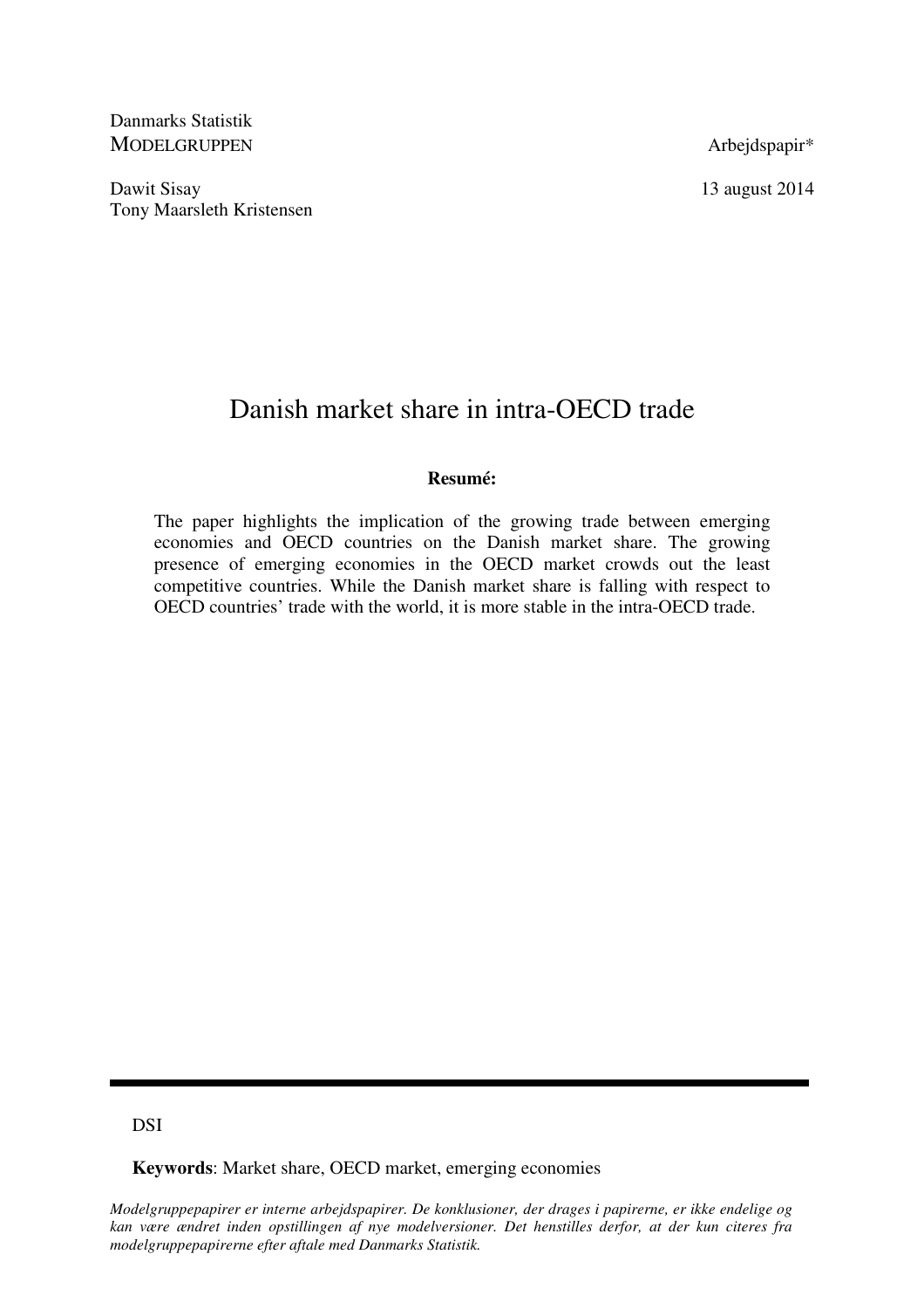Danmarks Statistik
MODELGRUPPEN

Arbejdspapir*

Dawit Sisay
Tony Maarsleth Kristensen

13 august 2014

# Danish market share in intra-OECD trade

**Resumé:**

The paper highlights the implication of the growing trade between emerging economies and OECD countries on the Danish market share. The growing presence of emerging economies in the OECD market crowds out the least competitive countries. While the Danish market share is falling with respect to OECD countries' trade with the world, it is more stable in the intra-OECD trade.

---

DSI

**Keywords**: Market share, OECD market, emerging economies

*Modelgruppepapirer er interne arbejdspapirer. De konklusioner, der drages i papirerne, er ikke endelige og kan være ændret inden opstillingen af nye modelversioner. Det henstilles derfor, at der kun citeres fra modelgruppepapirerne efter aftale med Danmarks Statistik.*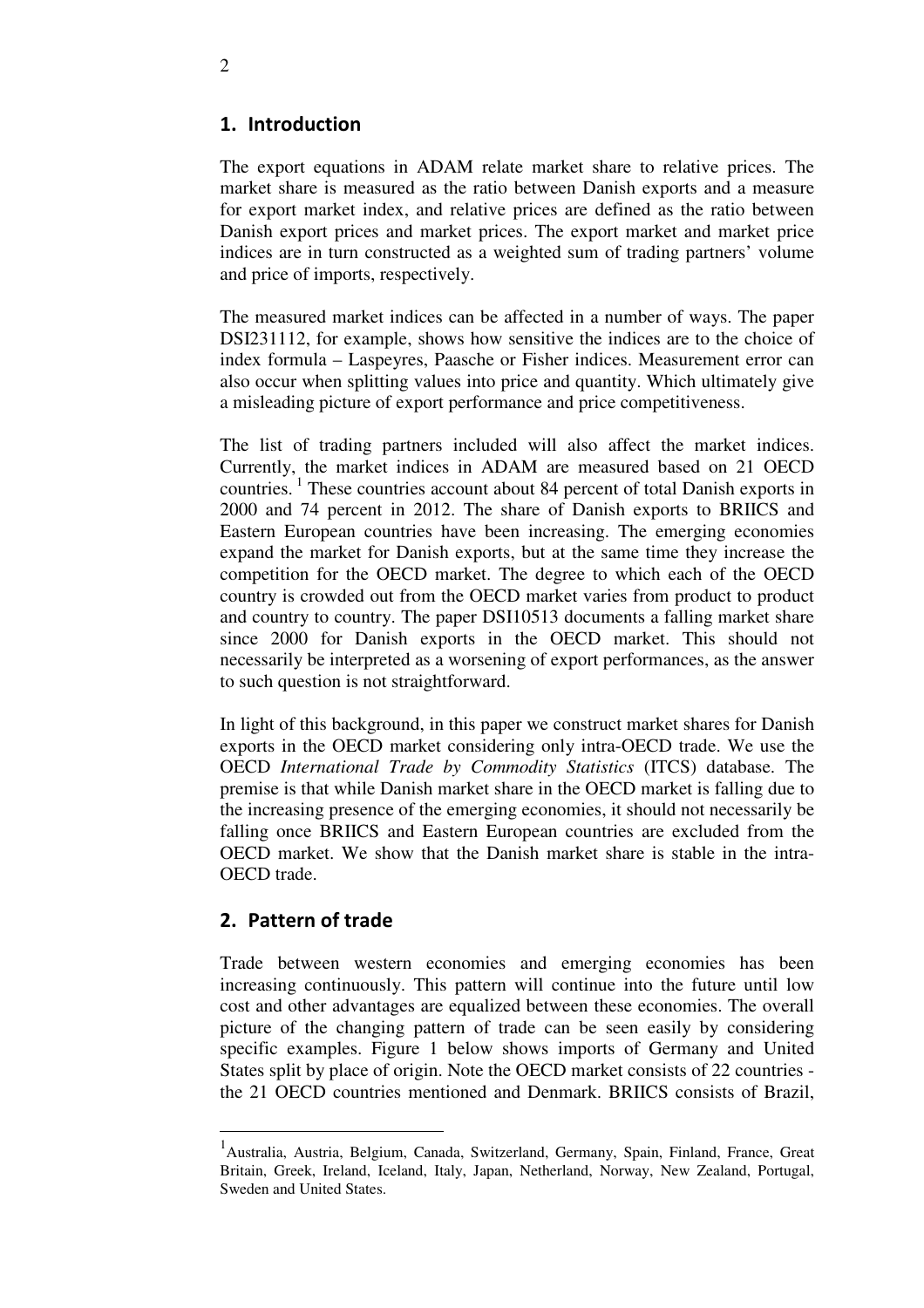## 1. Introduction

The export equations in ADAM relate market share to relative prices. The market share is measured as the ratio between Danish exports and a measure for export market index, and relative prices are defined as the ratio between Danish export prices and market prices. The export market and market price indices are in turn constructed as a weighted sum of trading partners' volume and price of imports, respectively.

The measured market indices can be affected in a number of ways. The paper DSI231112, for example, shows how sensitive the indices are to the choice of index formula – Laspeyres, Paasche or Fisher indices. Measurement error can also occur when splitting values into price and quantity. Which ultimately give a misleading picture of export performance and price competitiveness.

The list of trading partners included will also affect the market indices. Currently, the market indices in ADAM are measured based on 21 OECD countries.[1] These countries account about 84 percent of total Danish exports in 2000 and 74 percent in 2012. The share of Danish exports to BRIICS and Eastern European countries have been increasing. The emerging economies expand the market for Danish exports, but at the same time they increase the competition for the OECD market. The degree to which each of the OECD country is crowded out from the OECD market varies from product to product and country to country. The paper DSI10513 documents a falling market share since 2000 for Danish exports in the OECD market. This should not necessarily be interpreted as a worsening of export performances, as the answer to such question is not straightforward.

In light of this background, in this paper we construct market shares for Danish exports in the OECD market considering only intra-OECD trade. We use the OECD *International Trade by Commodity Statistics* (ITCS) database. The premise is that while Danish market share in the OECD market is falling due to the increasing presence of the emerging economies, it should not necessarily be falling once BRIICS and Eastern European countries are excluded from the OECD market. We show that the Danish market share is stable in the intra-OECD trade.

## 2. Pattern of trade

Trade between western economies and emerging economies has been increasing continuously. This pattern will continue into the future until low cost and other advantages are equalized between these economies. The overall picture of the changing pattern of trade can be seen easily by considering specific examples. Figure 1 below shows imports of Germany and United States split by place of origin. Note the OECD market consists of 22 countries - the 21 OECD countries mentioned and Denmark. BRIICS consists of Brazil,

---

[1] Australia, Austria, Belgium, Canada, Switzerland, Germany, Spain, Finland, France, Great Britain, Greek, Ireland, Iceland, Italy, Japan, Netherland, Norway, New Zealand, Portugal, Sweden and United States.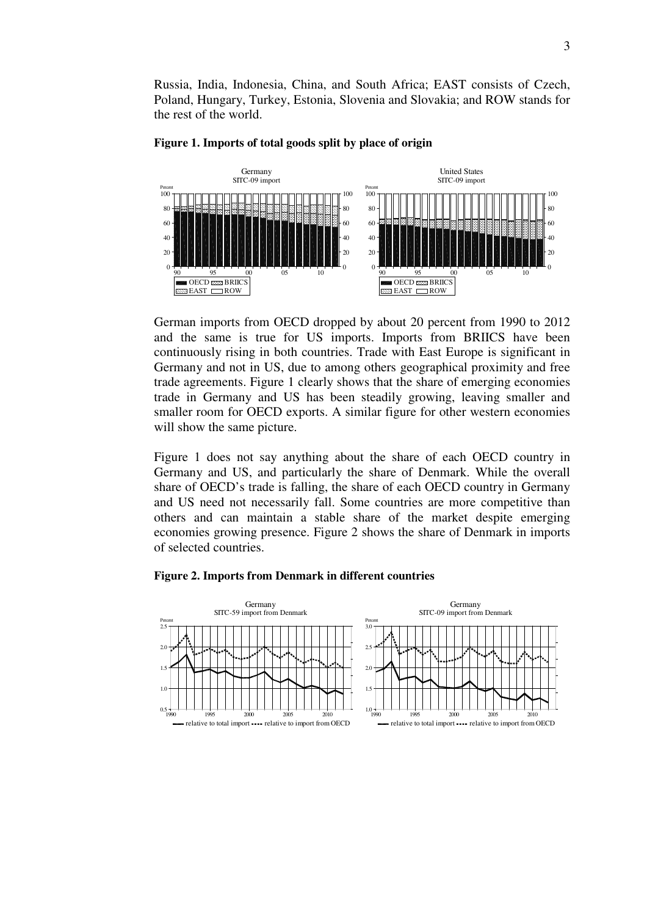Russia, India, Indonesia, China, and South Africa; EAST consists of Czech, Poland, Hungary, Turkey, Estonia, Slovenia and Slovakia; and ROW stands for the rest of the world.

**Figure 1. Imports of total goods split by place of origin**

German imports from OECD dropped by about 20 percent from 1990 to 2012 and the same is true for US imports. Imports from BRIICS have been continuously rising in both countries. Trade with East Europe is significant in Germany and not in US, due to among others geographical proximity and free trade agreements. Figure 1 clearly shows that the share of emerging economies trade in Germany and US has been steadily growing, leaving smaller and smaller room for OECD exports. A similar figure for other western economies will show the same picture.

Figure 1 does not say anything about the share of each OECD country in Germany and US, and particularly the share of Denmark. While the overall share of OECD's trade is falling, the share of each OECD country in Germany and US need not necessarily fall. Some countries are more competitive than others and can maintain a stable share of the market despite emerging economies growing presence. Figure 2 shows the share of Denmark in imports of selected countries.

**Figure 2. Imports from Denmark in different countries**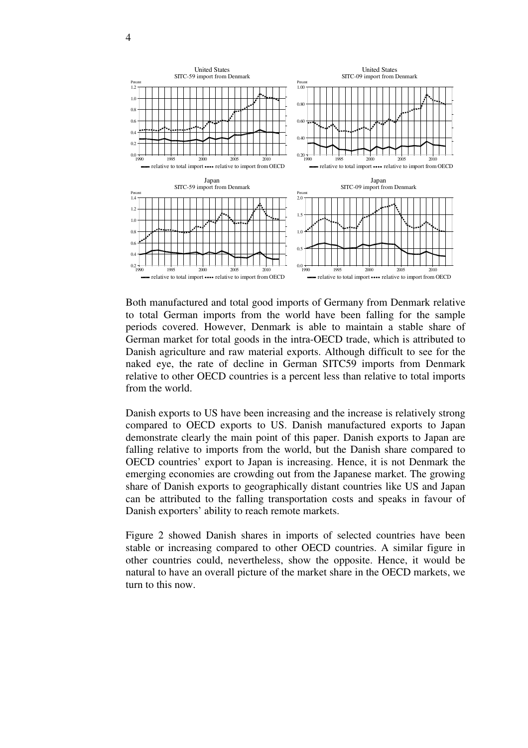Both manufactured and total good imports of Germany from Denmark relative to total German imports from the world have been falling for the sample periods covered. However, Denmark is able to maintain a stable share of German market for total goods in the intra-OECD trade, which is attributed to Danish agriculture and raw material exports. Although difficult to see for the naked eye, the rate of decline in German SITC59 imports from Denmark relative to other OECD countries is a percent less than relative to total imports from the world.

Danish exports to US have been increasing and the increase is relatively strong compared to OECD exports to US. Danish manufactured exports to Japan demonstrate clearly the main point of this paper. Danish exports to Japan are falling relative to imports from the world, but the Danish share compared to OECD countries' export to Japan is increasing. Hence, it is not Denmark the emerging economies are crowding out from the Japanese market. The growing share of Danish exports to geographically distant countries like US and Japan can be attributed to the falling transportation costs and speaks in favour of Danish exporters' ability to reach remote markets.

Figure 2 showed Danish shares in imports of selected countries have been stable or increasing compared to other OECD countries. A similar figure in other countries could, nevertheless, show the opposite. Hence, it would be natural to have an overall picture of the market share in the OECD markets, we turn to this now.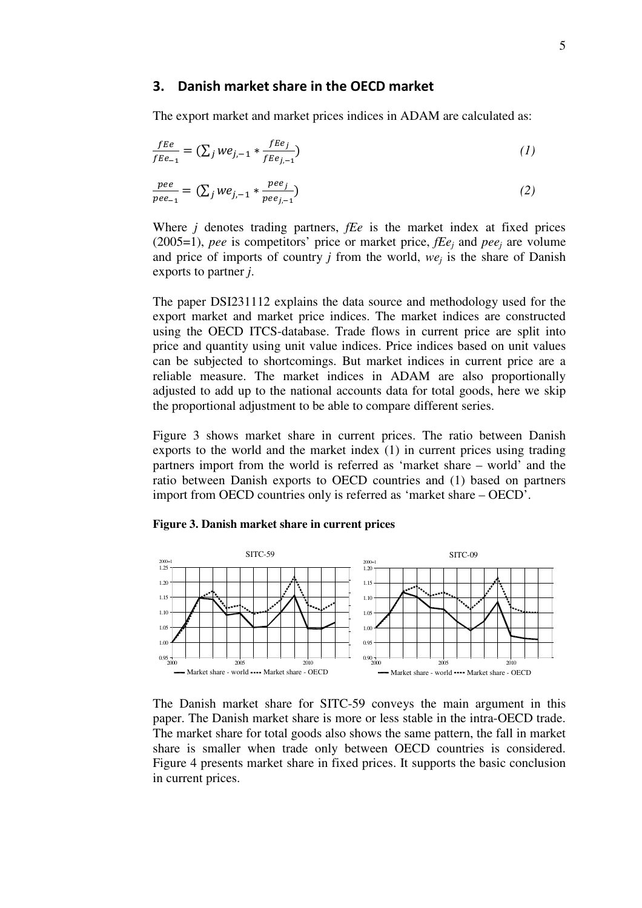## 3. Danish market share in the OECD market

The export market and market prices indices in ADAM are calculated as:

$$\frac{fEe}{fEe_{-1}} = (\sum_j we_{j,-1} * \frac{fEe_j}{fEe_{j,-1}}) \tag{1}$$

$$\frac{pee}{pee_{-1}} = (\sum_j we_{j,-1} * \frac{pee_j}{pee_{j,-1}}) \tag{2}$$

Where *j* denotes trading partners, *fEe* is the market index at fixed prices (2005=1), *pee* is competitors' price or market price, $fEe_j$ and $pee_j$ are volume and price of imports of country *j* from the world, $we_j$ is the share of Danish exports to partner *j*.

The paper DSI231112 explains the data source and methodology used for the export market and market price indices. The market indices are constructed using the OECD ITCS-database. Trade flows in current price are split into price and quantity using unit value indices. Price indices based on unit values can be subjected to shortcomings. But market indices in current price are a reliable measure. The market indices in ADAM are also proportionally adjusted to add up to the national accounts data for total goods, here we skip the proportional adjustment to be able to compare different series.

Figure 3 shows market share in current prices. The ratio between Danish exports to the world and the market index (1) in current prices using trading partners import from the world is referred as 'market share – world' and the ratio between Danish exports to OECD countries and (1) based on partners import from OECD countries only is referred as 'market share – OECD'.

**Figure 3. Danish market share in current prices**

The Danish market share for SITC-59 conveys the main argument in this paper. The Danish market share is more or less stable in the intra-OECD trade. The market share for total goods also shows the same pattern, the fall in market share is smaller when trade only between OECD countries is considered. Figure 4 presents market share in fixed prices. It supports the basic conclusion in current prices.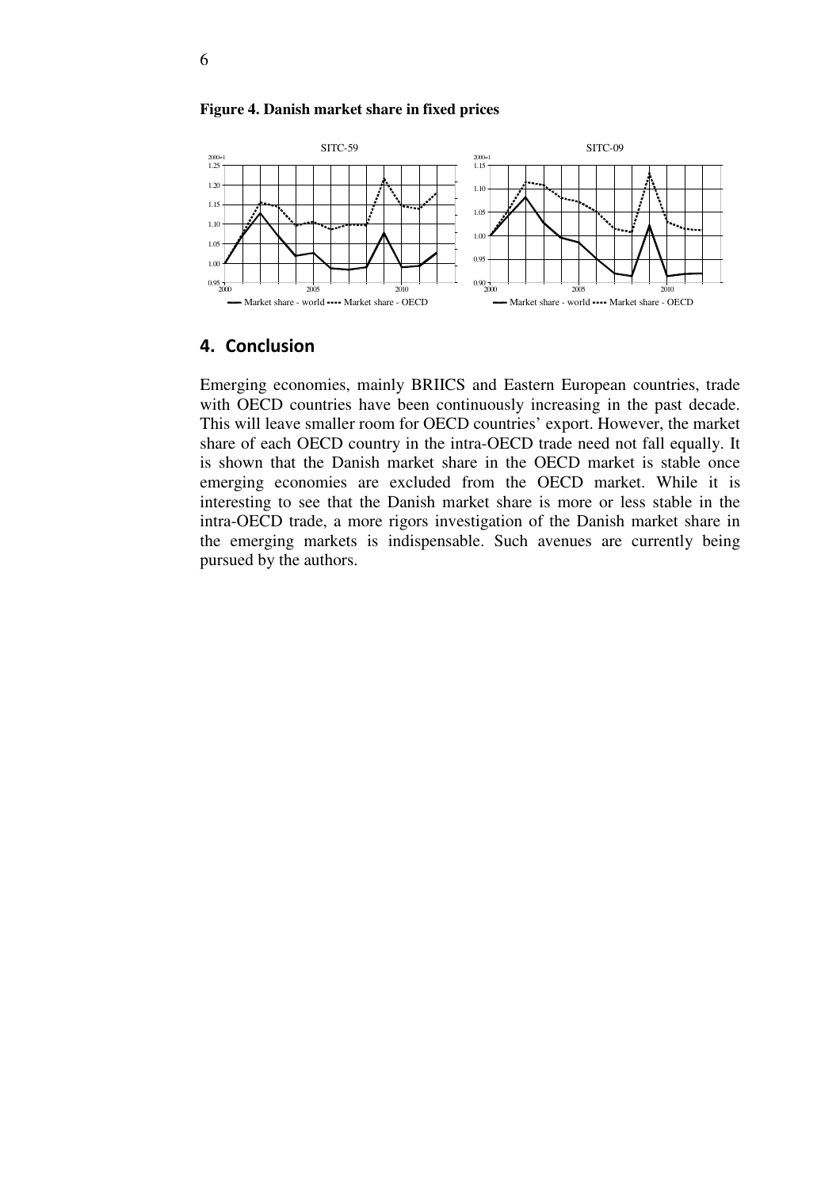**Figure 4. Danish market share in fixed prices**

SITC-59

2000=1

1.25
1.20
1.15
1.10
1.05
1.00
0.95

2000 2005 2010

Market share - world ---- Market share - OECD

SITC-09

2000=1

1.15
1.10
1.05
1.00
0.95
0.90

2000 2005 2010

Market share - world ---- Market share - OECD

## 4. Conclusion

Emerging economies, mainly BRIICS and Eastern European countries, trade with OECD countries have been continuously increasing in the past decade. This will leave smaller room for OECD countries' export. However, the market share of each OECD country in the intra-OECD trade need not fall equally. It is shown that the Danish market share in the OECD market is stable once emerging economies are excluded from the OECD market. While it is interesting to see that the Danish market share is more or less stable in the intra-OECD trade, a more rigors investigation of the Danish market share in the emerging markets is indispensable. Such avenues are currently being pursued by the authors.